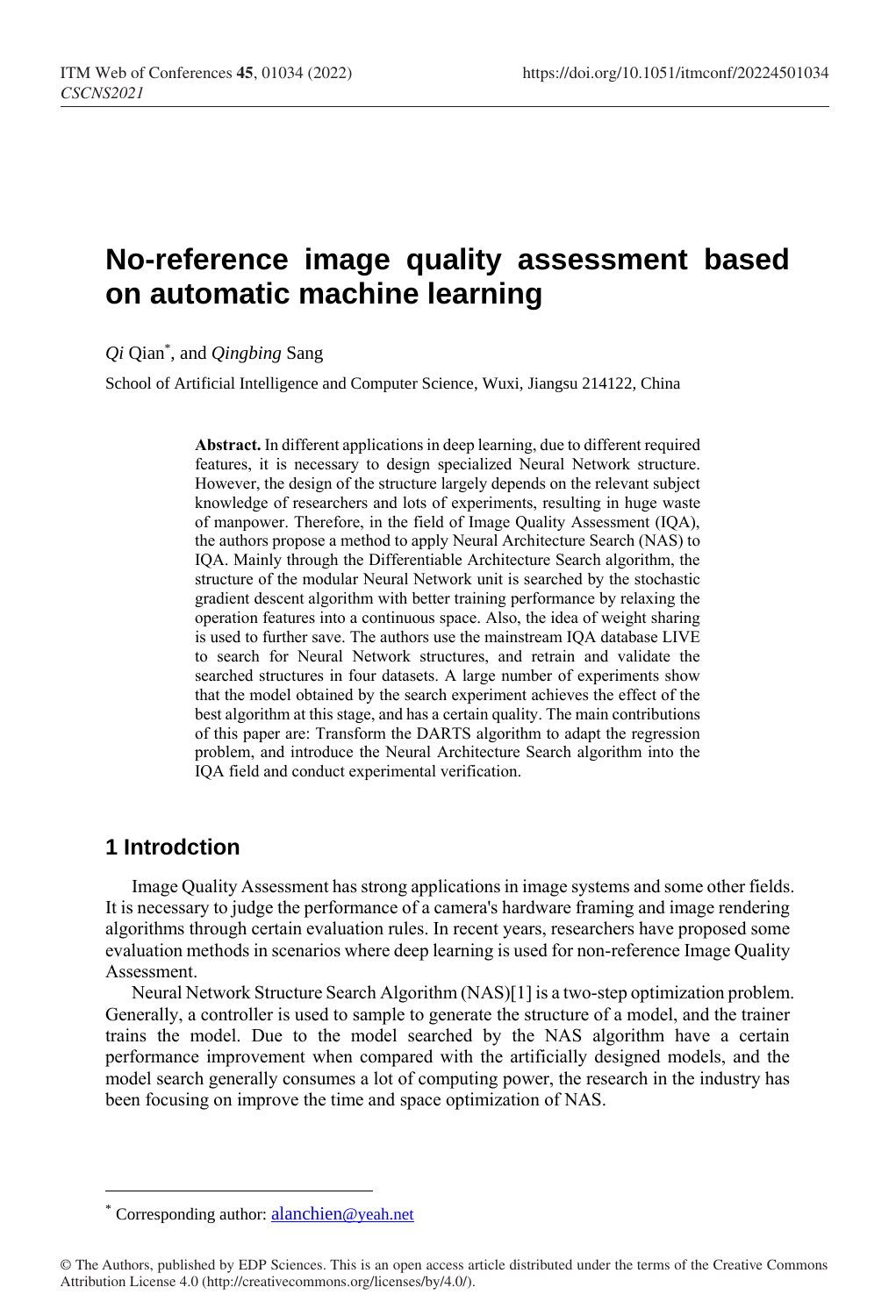# No-reference image quality assessment based on automatic machine learning

*Qi* Qian*, and *Qingbing* Sang

School of Artificial Intelligence and Computer Science, Wuxi, Jiangsu 214122, China

**Abstract.** In different applications in deep learning, due to different required features, it is necessary to design specialized Neural Network structure. However, the design of the structure largely depends on the relevant subject knowledge of researchers and lots of experiments, resulting in huge waste of manpower. Therefore, in the field of Image Quality Assessment (IQA), the authors propose a method to apply Neural Architecture Search (NAS) to IQA. Mainly through the Differentiable Architecture Search algorithm, the structure of the modular Neural Network unit is searched by the stochastic gradient descent algorithm with better training performance by relaxing the operation features into a continuous space. Also, the idea of weight sharing is used to further save. The authors use the mainstream IQA database LIVE to search for Neural Network structures, and retrain and validate the searched structures in four datasets. A large number of experiments show that the model obtained by the search experiment achieves the effect of the best algorithm at this stage, and has a certain quality. The main contributions of this paper are: Transform the DARTS algorithm to adapt the regression problem, and introduce the Neural Architecture Search algorithm into the IQA field and conduct experimental verification.

## 1 Introdction

Image Quality Assessment has strong applications in image systems and some other fields. It is necessary to judge the performance of a camera's hardware framing and image rendering algorithms through certain evaluation rules. In recent years, researchers have proposed some evaluation methods in scenarios where deep learning is used for non-reference Image Quality Assessment.

Neural Network Structure Search Algorithm (NAS)[1] is a two-step optimization problem. Generally, a controller is used to sample to generate the structure of a model, and the trainer trains the model. Due to the model searched by the NAS algorithm have a certain performance improvement when compared with the artificially designed models, and the model search generally consumes a lot of computing power, the research in the industry has been focusing on improve the time and space optimization of NAS.

---

* Corresponding author: alanchien@yeah.net

© The Authors, published by EDP Sciences. This is an open access article distributed under the terms of the Creative Commons Attribution License 4.0 (http://creativecommons.org/licenses/by/4.0/).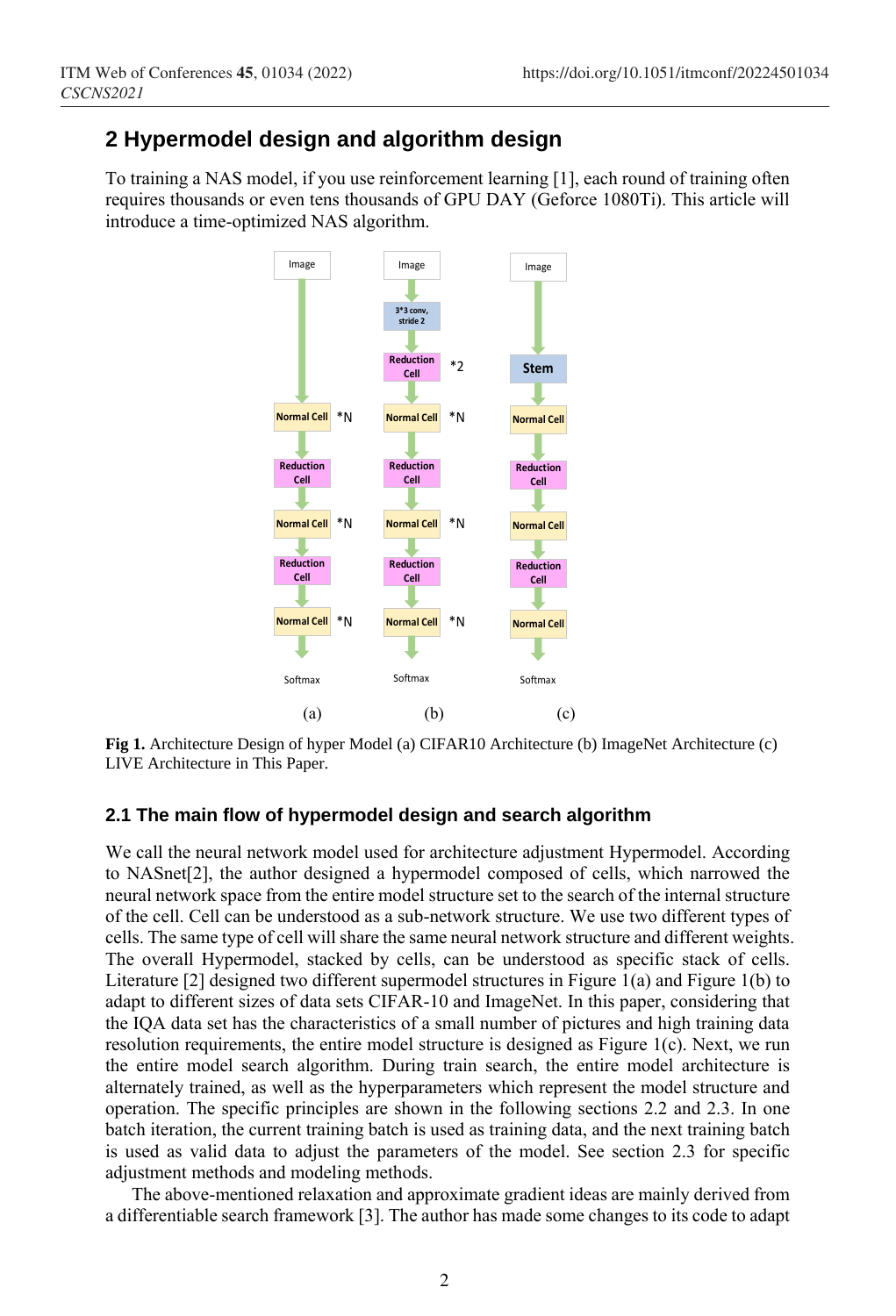## 2 Hypermodel design and algorithm design

To training a NAS model, if you use reinforcement learning [1], each round of training often requires thousands or even tens thousands of GPU DAY (Geforce 1080Ti). This article will introduce a time-optimized NAS algorithm.

Fig 1. Architecture Design of hyper Model (a) CIFAR10 Architecture (b) ImageNet Architecture (c) LIVE Architecture in This Paper.

### 2.1 The main flow of hypermodel design and search algorithm

We call the neural network model used for architecture adjustment Hypermodel. According to NASnet[2], the author designed a hypermodel composed of cells, which narrowed the neural network space from the entire model structure set to the search of the internal structure of the cell. Cell can be understood as a sub-network structure. We use two different types of cells. The same type of cell will share the same neural network structure and different weights. The overall Hypermodel, stacked by cells, can be understood as specific stack of cells. Literature [2] designed two different supermodel structures in Figure 1(a) and Figure 1(b) to adapt to different sizes of data sets CIFAR-10 and ImageNet. In this paper, considering that the IQA data set has the characteristics of a small number of pictures and high training data resolution requirements, the entire model structure is designed as Figure 1(c). Next, we run the entire model search algorithm. During train search, the entire model architecture is alternately trained, as well as the hyperparameters which represent the model structure and operation. The specific principles are shown in the following sections 2.2 and 2.3. In one batch iteration, the current training batch is used as training data, and the next training batch is used as valid data to adjust the parameters of the model. See section 2.3 for specific adjustment methods and modeling methods.

The above-mentioned relaxation and approximate gradient ideas are mainly derived from a differentiable search framework [3]. The author has made some changes to its code to adapt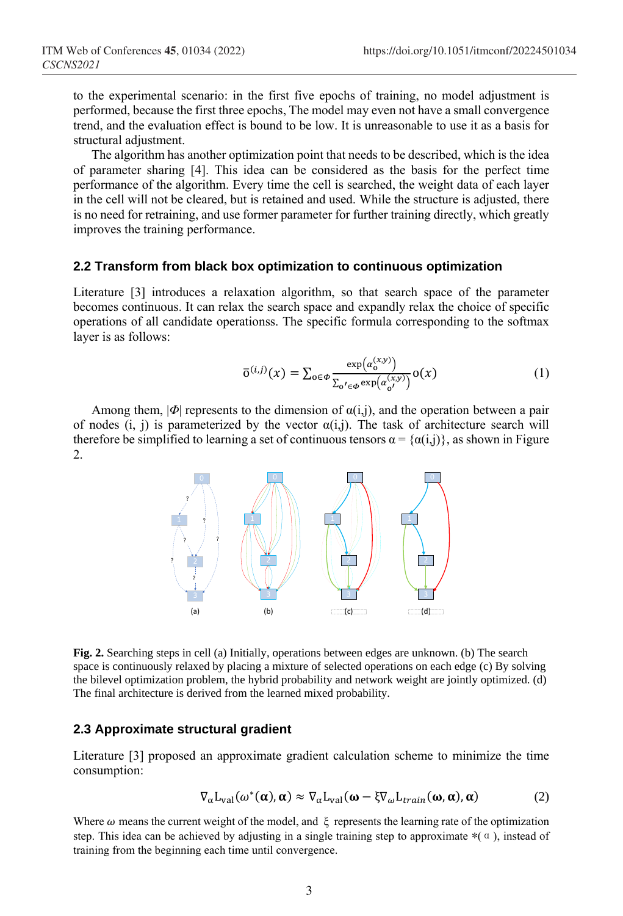to the experimental scenario: in the first five epochs of training, no model adjustment is performed, because the first three epochs, The model may even not have a small convergence trend, and the evaluation effect is bound to be low. It is unreasonable to use it as a basis for structural adjustment.

The algorithm has another optimization point that needs to be described, which is the idea of parameter sharing [4]. This idea can be considered as the basis for the perfect time performance of the algorithm. Every time the cell is searched, the weight data of each layer in the cell will not be cleared, but is retained and used. While the structure is adjusted, there is no need for retraining, and use former parameter for further training directly, which greatly improves the training performance.

### 2.2 Transform from black box optimization to continuous optimization

Literature [3] introduces a relaxation algorithm, so that search space of the parameter becomes continuous. It can relax the search space and expandly relax the choice of specific operations of all candidate operationss. The specific formula corresponding to the softmax layer is as follows:

$$\bar{o}^{(i,j)}(x) = \sum_{o \in \Phi} \frac{\exp\left(\alpha_o^{(x,y)}\right)}{\sum_{o' \in \Phi} \exp\left(\alpha_{o'}^{(x,y)}\right)} o(x) \tag{1}$$

Among them, $|\Phi|$ represents to the dimension of α(i,j), and the operation between a pair of nodes (i, j) is parameterized by the vector α(i,j). The task of architecture search will therefore be simplified to learning a set of continuous tensors α = {α(i,j)}, as shown in Figure 2.

**Fig. 2.** Searching steps in cell (a) Initially, operations between edges are unknown. (b) The search space is continuously relaxed by placing a mixture of selected operations on each edge (c) By solving the bilevel optimization problem, the hybrid probability and network weight are jointly optimized. (d) The final architecture is derived from the learned mixed probability.

### 2.3 Approximate structural gradient

Literature [3] proposed an approximate gradient calculation scheme to minimize the time consumption:

$$\nabla_\alpha \mathrm{L}_{\mathrm{val}}(\omega^*(\boldsymbol{\alpha}), \boldsymbol{\alpha}) \approx \nabla_\alpha \mathrm{L}_{\mathrm{val}}(\boldsymbol{\omega} - \xi \nabla_\omega \mathrm{L}_{train}(\boldsymbol{\omega}, \boldsymbol{\alpha}), \boldsymbol{\alpha}) \tag{2}$$

Where $\omega$ means the current weight of the model, and $\xi$ represents the learning rate of the optimization step. This idea can be achieved by adjusting in a single training step to approximate $*(\alpha)$, instead of training from the beginning each time until convergence.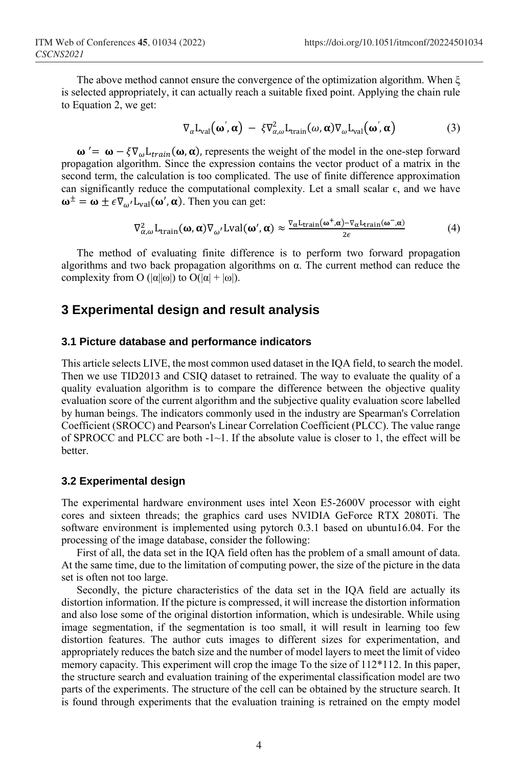The above method cannot ensure the convergence of the optimization algorithm. When ξ is selected appropriately, it can actually reach a suitable fixed point. Applying the chain rule to Equation 2, we get:

$$\nabla_{\alpha} L_{\text{val}}(\boldsymbol{\omega}', \boldsymbol{\alpha}) - \xi \nabla^2_{\alpha,\omega} L_{\text{train}}(\omega, \boldsymbol{\alpha}) \nabla_{\omega} L_{\text{val}}(\boldsymbol{\omega}', \boldsymbol{\alpha}) \tag{3}$$

$\boldsymbol{\omega}' = \boldsymbol{\omega} - \xi \nabla_{\omega} L_{train}(\boldsymbol{\omega}, \boldsymbol{\alpha})$, represents the weight of the model in the one-step forward propagation algorithm. Since the expression contains the vector product of a matrix in the second term, the calculation is too complicated. The use of finite difference approximation can significantly reduce the computational complexity. Let a small scalar $\epsilon$, and we have $\boldsymbol{\omega}^{\pm} = \boldsymbol{\omega} \pm \epsilon \nabla_{\omega'} L_{\text{val}}(\boldsymbol{\omega}', \boldsymbol{\alpha})$. Then you can get:

$$\nabla^2_{\alpha,\omega} L_{\text{train}}(\boldsymbol{\omega}, \boldsymbol{\alpha}) \nabla_{\omega'} \text{Lval}(\boldsymbol{\omega}', \boldsymbol{\alpha}) \approx \frac{\nabla_{\alpha} L_{\text{train}}(\boldsymbol{\omega}^{+}, \boldsymbol{\alpha}) - \nabla_{\alpha} L_{\text{train}}(\boldsymbol{\omega}^{-}, \boldsymbol{\alpha})}{2\epsilon} \tag{4}$$

The method of evaluating finite difference is to perform two forward propagation algorithms and two back propagation algorithms on α. The current method can reduce the complexity from $O(|\alpha||\omega|)$ to $O(|\alpha| + |\omega|)$.

## 3 Experimental design and result analysis

### 3.1 Picture database and performance indicators

This article selects LIVE, the most common used dataset in the IQA field, to search the model. Then we use TID2013 and CSIQ dataset to retrained. The way to evaluate the quality of a quality evaluation algorithm is to compare the difference between the objective quality evaluation score of the current algorithm and the subjective quality evaluation score labelled by human beings. The indicators commonly used in the industry are Spearman's Correlation Coefficient (SROCC) and Pearson's Linear Correlation Coefficient (PLCC). The value range of SPROCC and PLCC are both -1~1. If the absolute value is closer to 1, the effect will be better.

### 3.2 Experimental design

The experimental hardware environment uses intel Xeon E5-2600V processor with eight cores and sixteen threads; the graphics card uses NVIDIA GeForce RTX 2080Ti. The software environment is implemented using pytorch 0.3.1 based on ubuntu16.04. For the processing of the image database, consider the following:

First of all, the data set in the IQA field often has the problem of a small amount of data. At the same time, due to the limitation of computing power, the size of the picture in the data set is often not too large.

Secondly, the picture characteristics of the data set in the IQA field are actually its distortion information. If the picture is compressed, it will increase the distortion information and also lose some of the original distortion information, which is undesirable. While using image segmentation, if the segmentation is too small, it will result in learning too few distortion features. The author cuts images to different sizes for experimentation, and appropriately reduces the batch size and the number of model layers to meet the limit of video memory capacity. This experiment will crop the image To the size of 112*112. In this paper, the structure search and evaluation training of the experimental classification model are two parts of the experiments. The structure of the cell can be obtained by the structure search. It is found through experiments that the evaluation training is retrained on the empty model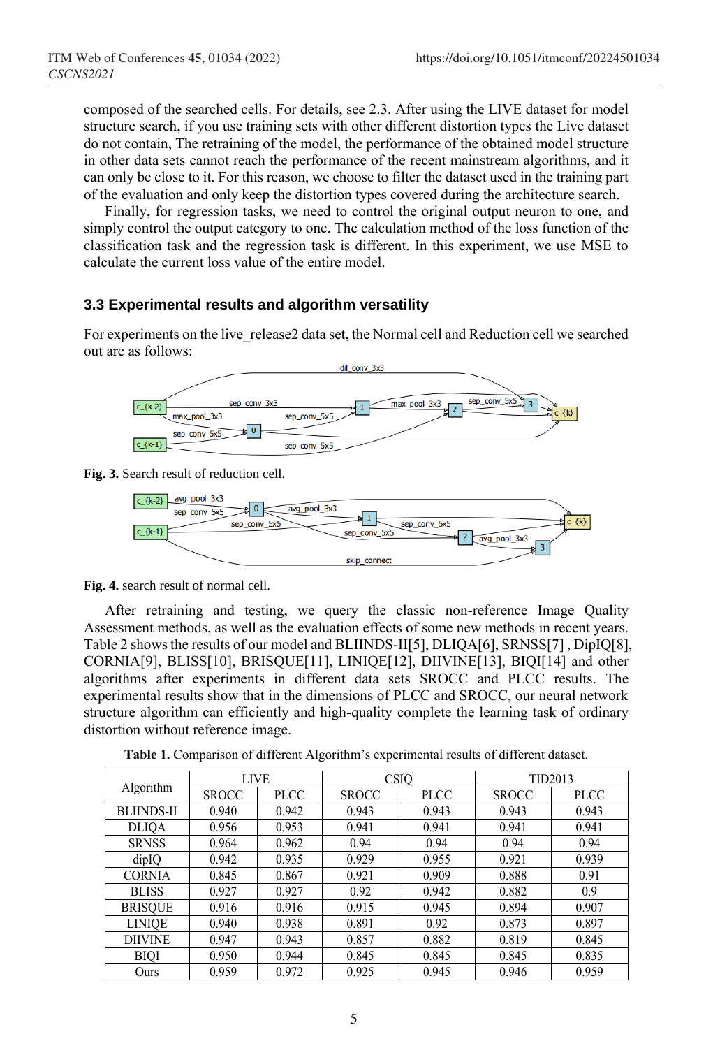composed of the searched cells. For details, see 2.3. After using the LIVE dataset for model structure search, if you use training sets with other different distortion types the Live dataset do not contain, The retraining of the model, the performance of the obtained model structure in other data sets cannot reach the performance of the recent mainstream algorithms, and it can only be close to it. For this reason, we choose to filter the dataset used in the training part of the evaluation and only keep the distortion types covered during the architecture search.

Finally, for regression tasks, we need to control the original output neuron to one, and simply control the output category to one. The calculation method of the loss function of the classification task and the regression task is different. In this experiment, we use MSE to calculate the current loss value of the entire model.

### 3.3 Experimental results and algorithm versatility

For experiments on the live_release2 data set, the Normal cell and Reduction cell we searched out are as follows:

**Fig. 3.** Search result of reduction cell.

**Fig. 4.** search result of normal cell.

After retraining and testing, we query the classic non-reference Image Quality Assessment methods, as well as the evaluation effects of some new methods in recent years. Table 2 shows the results of our model and BLIINDS-II[5], DLIQA[6], SRNSS[7] , DipIQ[8], CORNIA[9], BLISS[10], BRISQUE[11], LINIQE[12], DIIVINE[13], BIQI[14] and other algorithms after experiments in different data sets SROCC and PLCC results. The experimental results show that in the dimensions of PLCC and SROCC, our neural network structure algorithm can efficiently and high-quality complete the learning task of ordinary distortion without reference image.

**Table 1.** Comparison of different Algorithm's experimental results of different dataset.

| Algorithm | LIVE | | CSIQ | | TID2013 | |
|---|---|---|---|---|---|---|
| | SROCC | PLCC | SROCC | PLCC | SROCC | PLCC |
| BLIINDS-II | 0.940 | 0.942 | 0.943 | 0.943 | 0.943 | 0.943 |
| DLIQA | 0.956 | 0.953 | 0.941 | 0.941 | 0.941 | 0.941 |
| SRNSS | 0.964 | 0.962 | 0.94 | 0.94 | 0.94 | 0.94 |
| dipIQ | 0.942 | 0.935 | 0.929 | 0.955 | 0.921 | 0.939 |
| CORNIA | 0.845 | 0.867 | 0.921 | 0.909 | 0.888 | 0.91 |
| BLISS | 0.927 | 0.927 | 0.92 | 0.942 | 0.882 | 0.9 |
| BRISQUE | 0.916 | 0.916 | 0.915 | 0.945 | 0.894 | 0.907 |
| LINIQE | 0.940 | 0.938 | 0.891 | 0.92 | 0.873 | 0.897 |
| DIIVINE | 0.947 | 0.943 | 0.857 | 0.882 | 0.819 | 0.845 |
| BIQI | 0.950 | 0.944 | 0.845 | 0.845 | 0.845 | 0.835 |
| Ours | 0.959 | 0.972 | 0.925 | 0.945 | 0.946 | 0.959 |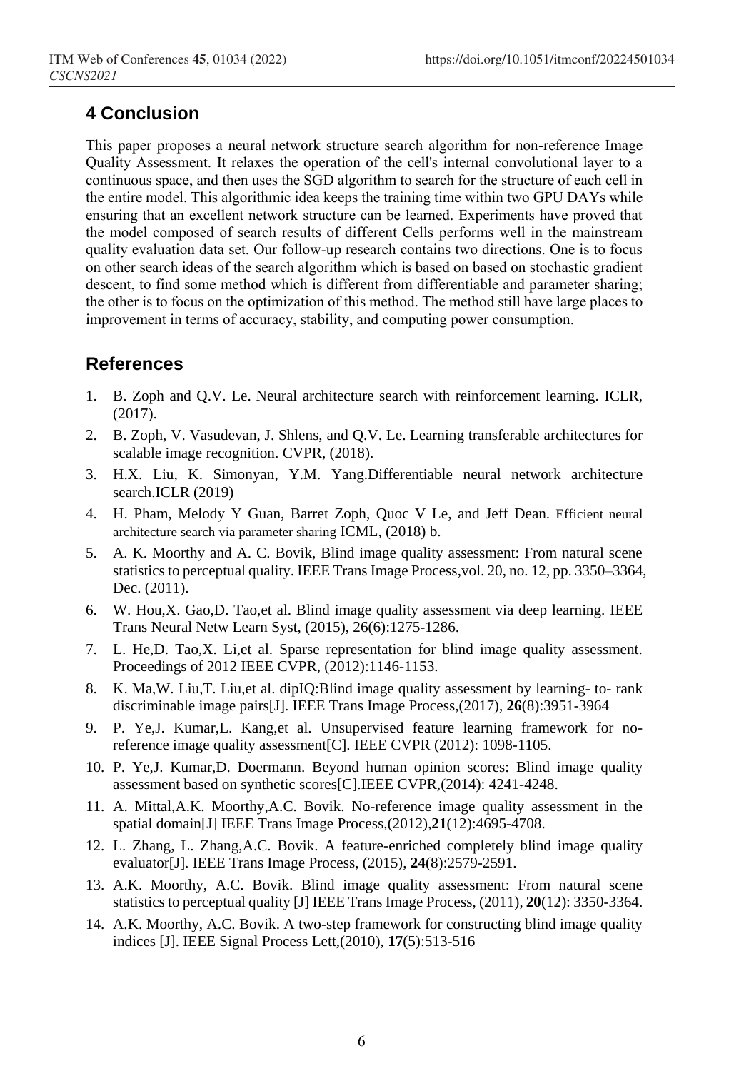## 4 Conclusion

This paper proposes a neural network structure search algorithm for non-reference Image Quality Assessment. It relaxes the operation of the cell's internal convolutional layer to a continuous space, and then uses the SGD algorithm to search for the structure of each cell in the entire model. This algorithmic idea keeps the training time within two GPU DAYs while ensuring that an excellent network structure can be learned. Experiments have proved that the model composed of search results of different Cells performs well in the mainstream quality evaluation data set. Our follow-up research contains two directions. One is to focus on other search ideas of the search algorithm which is based on based on stochastic gradient descent, to find some method which is different from differentiable and parameter sharing; the other is to focus on the optimization of this method. The method still have large places to improvement in terms of accuracy, stability, and computing power consumption.

## References

1. B. Zoph and Q.V. Le. Neural architecture search with reinforcement learning. ICLR, (2017).
2. B. Zoph, V. Vasudevan, J. Shlens, and Q.V. Le. Learning transferable architectures for scalable image recognition. CVPR, (2018).
3. H.X. Liu, K. Simonyan, Y.M. Yang.Differentiable neural network architecture search.ICLR (2019)
4. H. Pham, Melody Y Guan, Barret Zoph, Quoc V Le, and Jeff Dean. Efficient neural architecture search via parameter sharing ICML, (2018) b.
5. A. K. Moorthy and A. C. Bovik, Blind image quality assessment: From natural scene statistics to perceptual quality. IEEE Trans Image Process,vol. 20, no. 12, pp. 3350–3364, Dec. (2011).
6. W. Hou,X. Gao,D. Tao,et al. Blind image quality assessment via deep learning. IEEE Trans Neural Netw Learn Syst, (2015), 26(6):1275-1286.
7. L. He,D. Tao,X. Li,et al. Sparse representation for blind image quality assessment. Proceedings of 2012 IEEE CVPR, (2012):1146-1153.
8. K. Ma,W. Liu,T. Liu,et al. dipIQ:Blind image quality assessment by learning- to- rank discriminable image pairs[J]. IEEE Trans Image Process,(2017), **26**(8):3951-3964
9. P. Ye,J. Kumar,L. Kang,et al. Unsupervised feature learning framework for no-reference image quality assessment[C]. IEEE CVPR (2012): 1098-1105.
10. P. Ye,J. Kumar,D. Doermann. Beyond human opinion scores: Blind image quality assessment based on synthetic scores[C].IEEE CVPR,(2014): 4241-4248.
11. A. Mittal,A.K. Moorthy,A.C. Bovik. No-reference image quality assessment in the spatial domain[J] IEEE Trans Image Process,(2012),**21**(12):4695-4708.
12. L. Zhang, L. Zhang,A.C. Bovik. A feature-enriched completely blind image quality evaluator[J]. IEEE Trans Image Process, (2015), **24**(8):2579-2591.
13. A.K. Moorthy, A.C. Bovik. Blind image quality assessment: From natural scene statistics to perceptual quality [J] IEEE Trans Image Process, (2011), **20**(12): 3350-3364.
14. A.K. Moorthy, A.C. Bovik. A two-step framework for constructing blind image quality indices [J]. IEEE Signal Process Lett,(2010), **17**(5):513-516